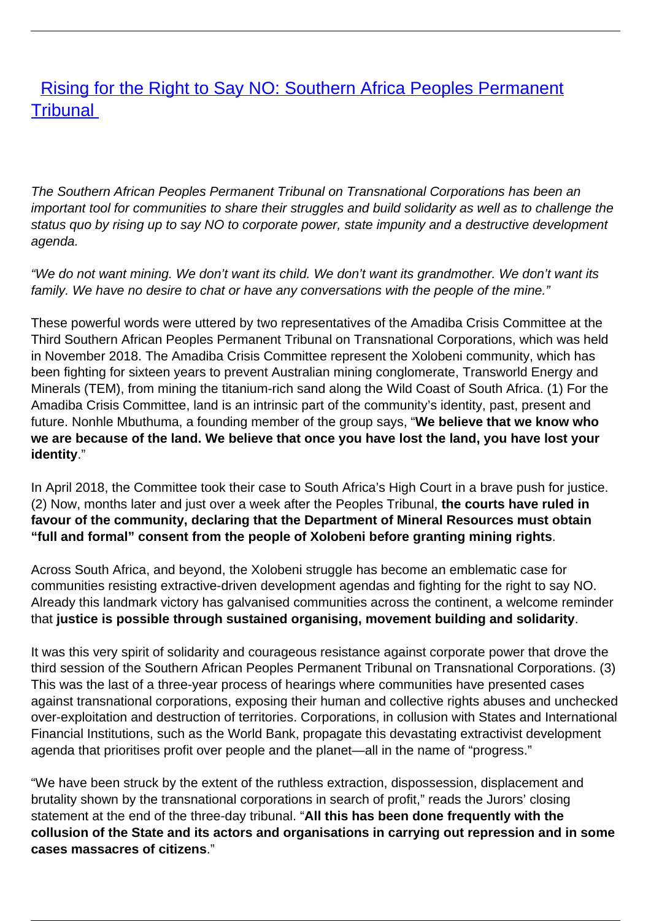# Rising for the Right to Say NO: Southern Africa Peoples Permanent Tribunal

*The Southern African Peoples Permanent Tribunal on Transnational Corporations has been an important tool for communities to share their struggles and build solidarity as well as to challenge the status quo by rising up to say NO to corporate power, state impunity and a destructive development agenda.*

*"We do not want mining. We don't want its child. We don't want its grandmother. We don't want its family. We have no desire to chat or have any conversations with the people of the mine."*

These powerful words were uttered by two representatives of the Amadiba Crisis Committee at the Third Southern African Peoples Permanent Tribunal on Transnational Corporations, which was held in November 2018. The Amadiba Crisis Committee represent the Xolobeni community, which has been fighting for sixteen years to prevent Australian mining conglomerate, Transworld Energy and Minerals (TEM), from mining the titanium-rich sand along the Wild Coast of South Africa. (1) For the Amadiba Crisis Committee, land is an intrinsic part of the community's identity, past, present and future. Nonhle Mbuthuma, a founding member of the group says, "**We believe that we know who we are because of the land. We believe that once you have lost the land, you have lost your identity**."

In April 2018, the Committee took their case to South Africa's High Court in a brave push for justice. (2) Now, months later and just over a week after the Peoples Tribunal, **the courts have ruled in favour of the community, declaring that the Department of Mineral Resources must obtain "full and formal" consent from the people of Xolobeni before granting mining rights**.

Across South Africa, and beyond, the Xolobeni struggle has become an emblematic case for communities resisting extractive-driven development agendas and fighting for the right to say NO. Already this landmark victory has galvanised communities across the continent, a welcome reminder that **justice is possible through sustained organising, movement building and solidarity**.

It was this very spirit of solidarity and courageous resistance against corporate power that drove the third session of the Southern African Peoples Permanent Tribunal on Transnational Corporations. (3) This was the last of a three-year process of hearings where communities have presented cases against transnational corporations, exposing their human and collective rights abuses and unchecked over-exploitation and destruction of territories. Corporations, in collusion with States and International Financial Institutions, such as the World Bank, propagate this devastating extractivist development agenda that prioritises profit over people and the planet—all in the name of "progress."

"We have been struck by the extent of the ruthless extraction, dispossession, displacement and brutality shown by the transnational corporations in search of profit," reads the Jurors' closing statement at the end of the three-day tribunal. "**All this has been done frequently with the collusion of the State and its actors and organisations in carrying out repression and in some cases massacres of citizens**."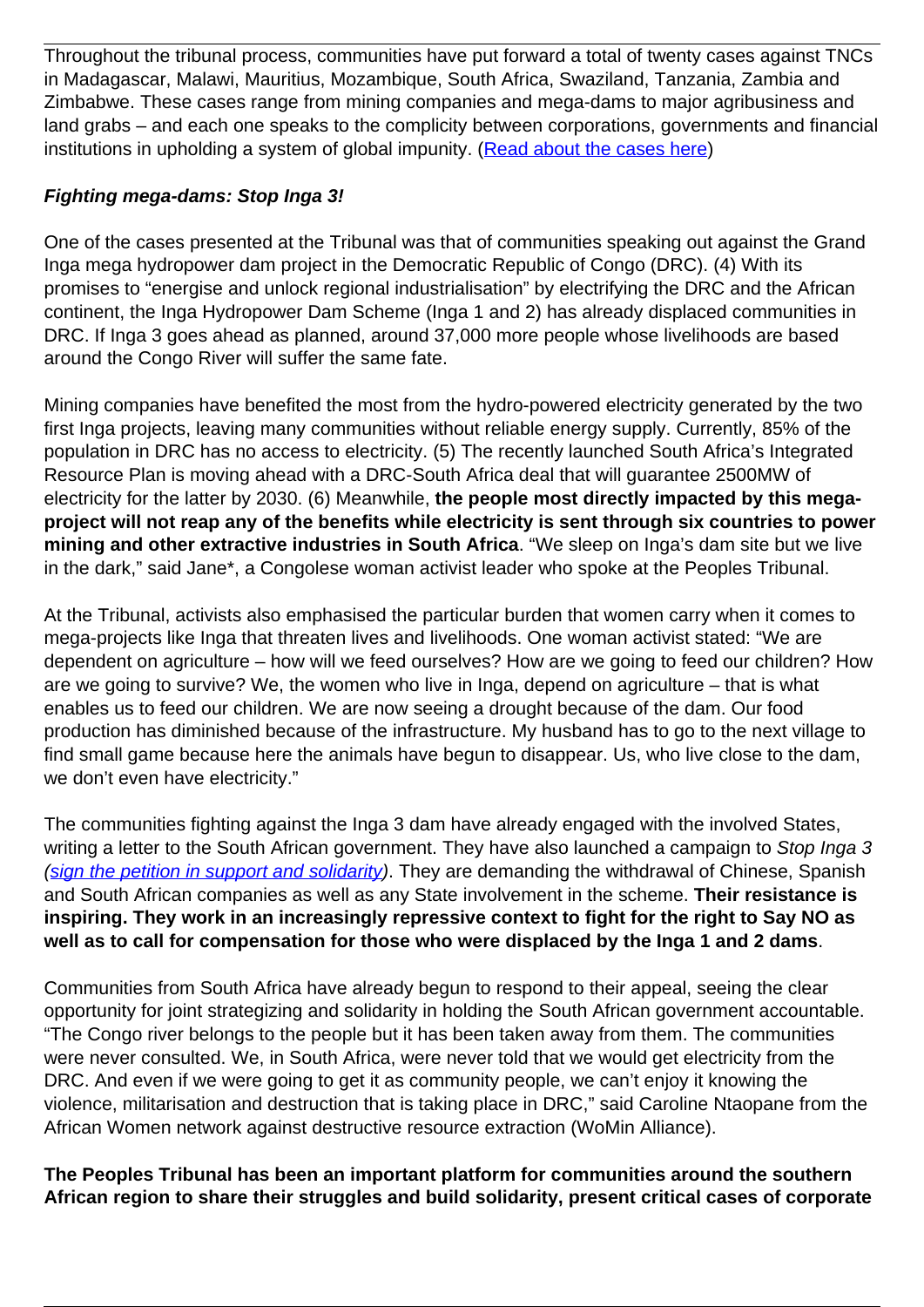Throughout the tribunal process, communities have put forward a total of twenty cases against TNCs in Madagascar, Malawi, Mauritius, Mozambique, South Africa, Swaziland, Tanzania, Zambia and Zimbabwe. These cases range from mining companies and mega-dams to major agribusiness and land grabs – and each one speaks to the complicity between corporations, governments and financial institutions in upholding a system of global impunity. (Read about the cases here)

***Fighting mega-dams: Stop Inga 3!***

One of the cases presented at the Tribunal was that of communities speaking out against the Grand Inga mega hydropower dam project in the Democratic Republic of Congo (DRC). (4) With its promises to "energise and unlock regional industrialisation" by electrifying the DRC and the African continent, the Inga Hydropower Dam Scheme (Inga 1 and 2) has already displaced communities in DRC. If Inga 3 goes ahead as planned, around 37,000 more people whose livelihoods are based around the Congo River will suffer the same fate.

Mining companies have benefited the most from the hydro-powered electricity generated by the two first Inga projects, leaving many communities without reliable energy supply. Currently, 85% of the population in DRC has no access to electricity. (5) The recently launched South Africa's Integrated Resource Plan is moving ahead with a DRC-South Africa deal that will guarantee 2500MW of electricity for the latter by 2030. (6) Meanwhile, **the people most directly impacted by this mega-project will not reap any of the benefits while electricity is sent through six countries to power mining and other extractive industries in South Africa**. "We sleep on Inga's dam site but we live in the dark," said Jane*, a Congolese woman activist leader who spoke at the Peoples Tribunal.

At the Tribunal, activists also emphasised the particular burden that women carry when it comes to mega-projects like Inga that threaten lives and livelihoods. One woman activist stated: "We are dependent on agriculture – how will we feed ourselves? How are we going to feed our children? How are we going to survive? We, the women who live in Inga, depend on agriculture – that is what enables us to feed our children. We are now seeing a drought because of the dam. Our food production has diminished because of the infrastructure. My husband has to go to the next village to find small game because here the animals have begun to disappear. Us, who live close to the dam, we don't even have electricity."

The communities fighting against the Inga 3 dam have already engaged with the involved States, writing a letter to the South African government. They have also launched a campaign to *Stop Inga 3 (sign the petition in support and solidarity)*. They are demanding the withdrawal of Chinese, Spanish and South African companies as well as any State involvement in the scheme. **Their resistance is inspiring. They work in an increasingly repressive context to fight for the right to Say NO as well as to call for compensation for those who were displaced by the Inga 1 and 2 dams**.

Communities from South Africa have already begun to respond to their appeal, seeing the clear opportunity for joint strategizing and solidarity in holding the South African government accountable. "The Congo river belongs to the people but it has been taken away from them. The communities were never consulted. We, in South Africa, were never told that we would get electricity from the DRC. And even if we were going to get it as community people, we can't enjoy it knowing the violence, militarisation and destruction that is taking place in DRC," said Caroline Ntaopane from the African Women network against destructive resource extraction (WoMin Alliance).

**The Peoples Tribunal has been an important platform for communities around the southern African region to share their struggles and build solidarity, present critical cases of corporate**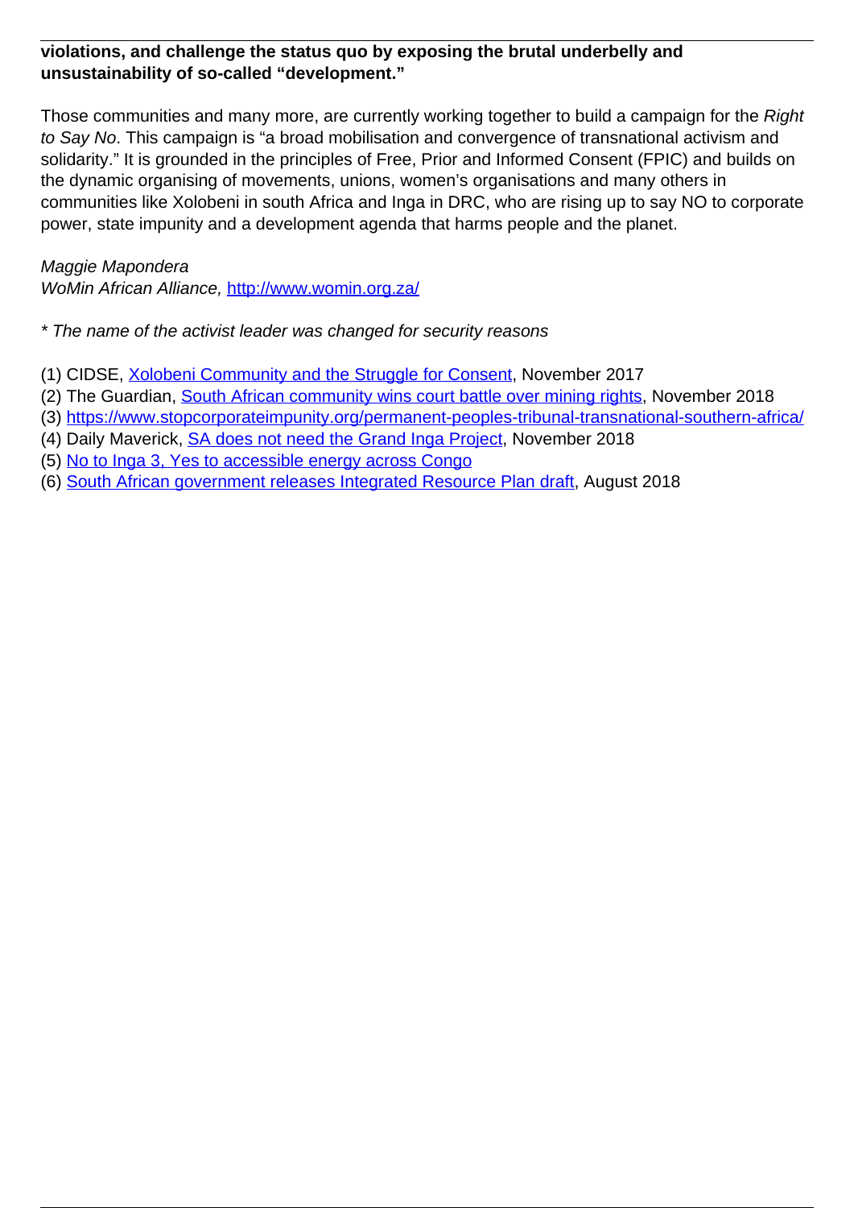**violations, and challenge the status quo by exposing the brutal underbelly and unsustainability of so-called "development."**

Those communities and many more, are currently working together to build a campaign for the *Right to Say No*. This campaign is "a broad mobilisation and convergence of transnational activism and solidarity." It is grounded in the principles of Free, Prior and Informed Consent (FPIC) and builds on the dynamic organising of movements, unions, women's organisations and many others in communities like Xolobeni in south Africa and Inga in DRC, who are rising up to say NO to corporate power, state impunity and a development agenda that harms people and the planet.

*Maggie Mapondera*
*WoMin African Alliance,* http://www.womin.org.za/

*\* The name of the activist leader was changed for security reasons*

(1) CIDSE, Xolobeni Community and the Struggle for Consent, November 2017
(2) The Guardian, South African community wins court battle over mining rights, November 2018
(3) https://www.stopcorporateimpunity.org/permanent-peoples-tribunal-transnational-southern-africa/
(4) Daily Maverick, SA does not need the Grand Inga Project, November 2018
(5) No to Inga 3, Yes to accessible energy across Congo
(6) South African government releases Integrated Resource Plan draft, August 2018